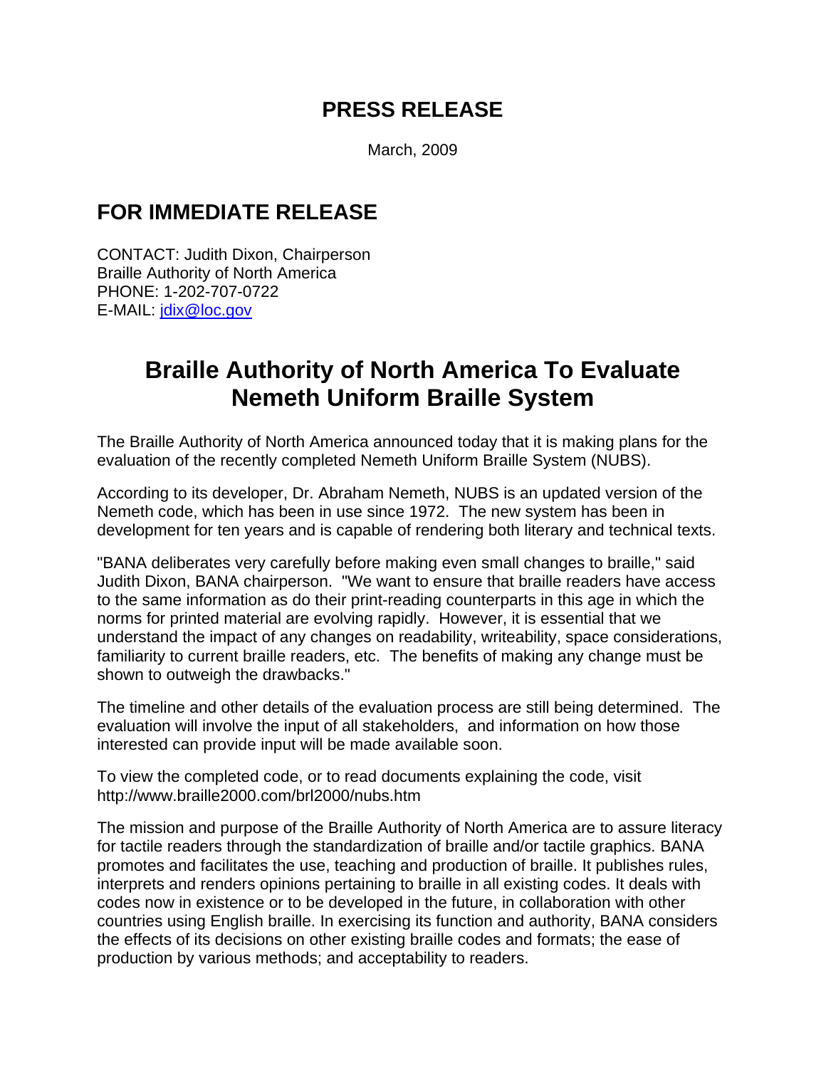## PRESS RELEASE

March, 2009

## FOR IMMEDIATE RELEASE

CONTACT: Judith Dixon, Chairperson
Braille Authority of North America
PHONE: 1-202-707-0722
E-MAIL: jdix@loc.gov

# Braille Authority of North America To Evaluate Nemeth Uniform Braille System

The Braille Authority of North America announced today that it is making plans for the evaluation of the recently completed Nemeth Uniform Braille System (NUBS).

According to its developer, Dr. Abraham Nemeth, NUBS is an updated version of the Nemeth code, which has been in use since 1972. The new system has been in development for ten years and is capable of rendering both literary and technical texts.

"BANA deliberates very carefully before making even small changes to braille," said Judith Dixon, BANA chairperson. "We want to ensure that braille readers have access to the same information as do their print-reading counterparts in this age in which the norms for printed material are evolving rapidly. However, it is essential that we understand the impact of any changes on readability, writeability, space considerations, familiarity to current braille readers, etc. The benefits of making any change must be shown to outweigh the drawbacks."

The timeline and other details of the evaluation process are still being determined. The evaluation will involve the input of all stakeholders, and information on how those interested can provide input will be made available soon.

To view the completed code, or to read documents explaining the code, visit http://www.braille2000.com/brl2000/nubs.htm

The mission and purpose of the Braille Authority of North America are to assure literacy for tactile readers through the standardization of braille and/or tactile graphics. BANA promotes and facilitates the use, teaching and production of braille. It publishes rules, interprets and renders opinions pertaining to braille in all existing codes. It deals with codes now in existence or to be developed in the future, in collaboration with other countries using English braille. In exercising its function and authority, BANA considers the effects of its decisions on other existing braille codes and formats; the ease of production by various methods; and acceptability to readers.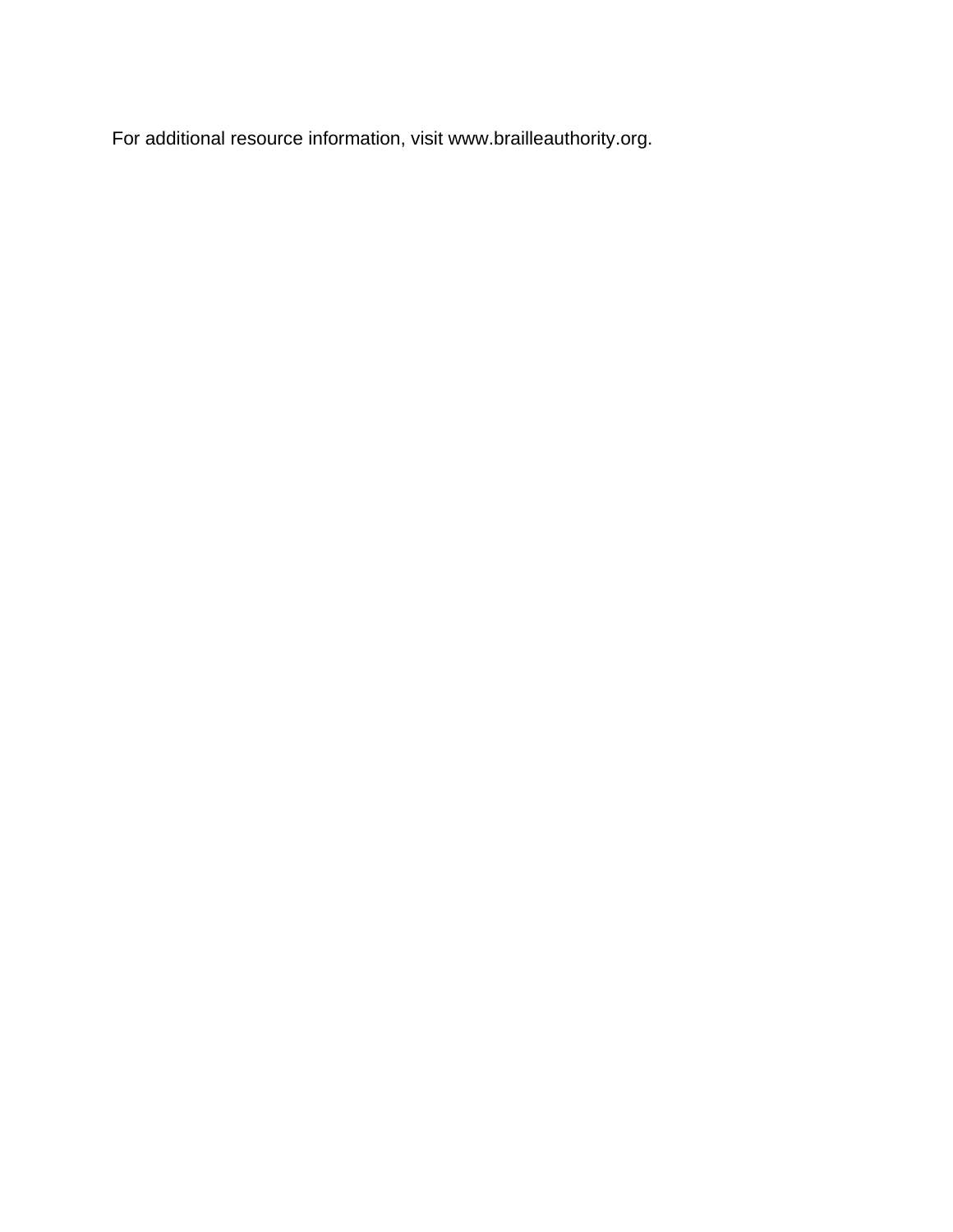For additional resource information, visit www.brailleauthority.org.